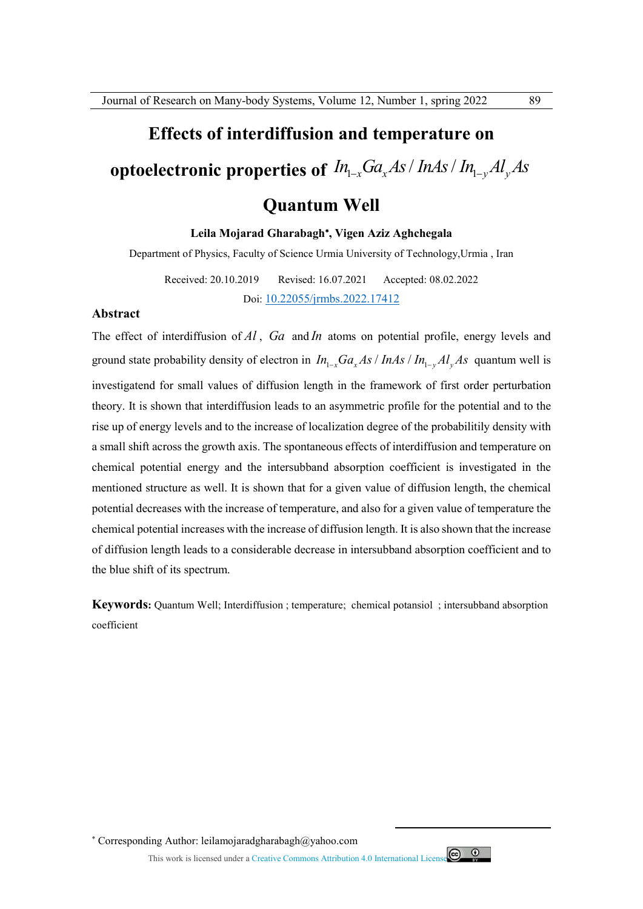# Effects of interdiffusion and temperature on optoelectronic properties of $In_{1-x}Ga_xAs / InAs / In_{1-y}Al_yAs$ Quantum Well

**Leila Mojarad Gharabagh*, Vigen Aziz Aghchegala**

Department of Physics, Faculty of Science Urmia University of Technology,Urmia , Iran

Received: 20.10.2019 Revised: 16.07.2021 Accepted: 08.02.2022

Doi: 10.22055/jrmbs.2022.17412

## Abstract

The effect of interdiffusion of $Al$, $Ga$ and $In$ atoms on potential profile, energy levels and ground state probability density of electron in $In_{1-x}Ga_xAs / InAs / In_{1-y}Al_yAs$ quantum well is investigatend for small values of diffusion length in the framework of first order perturbation theory. It is shown that interdiffusion leads to an asymmetric profile for the potential and to the rise up of energy levels and to the increase of localization degree of the probabilitily density with a small shift across the growth axis. The spontaneous effects of interdiffusion and temperature on chemical potential energy and the intersubband absorption coefficient is investigated in the mentioned structure as well. It is shown that for a given value of diffusion length, the chemical potential decreases with the increase of temperature, and also for a given value of temperature the chemical potential increases with the increase of diffusion length. It is also shown that the increase of diffusion length leads to a considerable decrease in intersubband absorption coefficient and to the blue shift of its spectrum.

**Keywords:** Quantum Well; Interdiffusion ; temperature; chemical potansiol ; intersubband absorption coefficient

* Corresponding Author: leilamojaradgharabagh@yahoo.com

This work is licensed under a Creative Commons Attribution 4.0 International License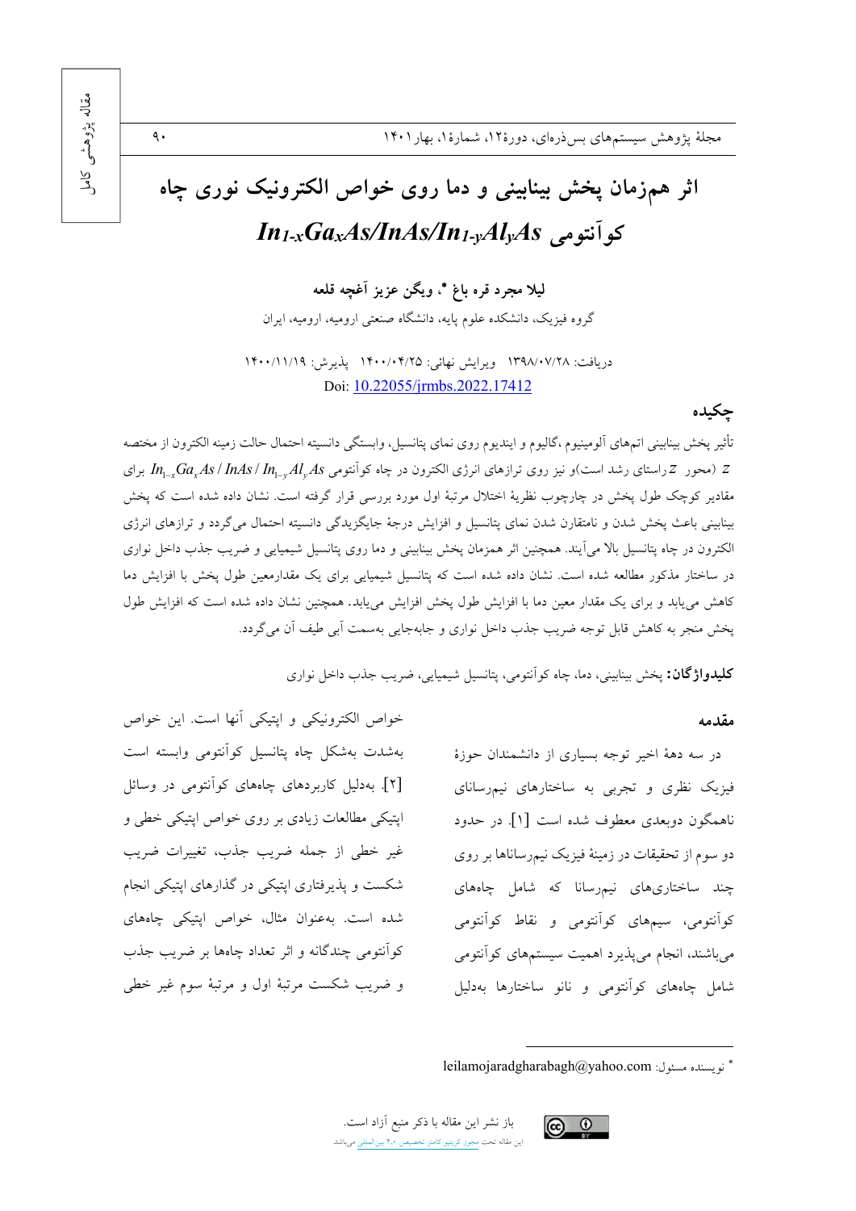مقاله پژوهشی کامل

# اثر همزمان پخش بینابینی و دما روی خواص الکترونیک نوری چاه کوآنتومی $In_{1-x}Ga_xAs/InAs/In_{1-y}Al_yAs$

**لیلا مجرد قره باغ \*، ویگن عزیز آغچه قلعه**

گروه فیزیک، دانشکده علوم پایه، دانشگاه صنعتی ارومیه، ارومیه، ایران

دریافت: ۱۳۹۸/۰۷/۲۸ ویرایش نهائی: ۱۴۰۰/۰۴/۲۵ پذیرش: ۱۴۰۰/۱۱/۱۹

Doi: 10.22055/jrmbs.2022.17412

## چکیده

تأثیر پخش بینابینی اتمهای آلومینیوم ،گالیوم و ایندیوم روی نمای پتانسیل، وابستگی دانسیته احتمال حالت زمینه الکترون از مختصه $z$ (محور $z$ راستای رشد است)و نیز روی ترازهای انرژی الکترون در چاه کوآنتومی $In_{1-x}Ga_xAs/InAs/In_{1-y}Al_yAs$ برای مقادیر کوچک طول پخش در چارچوب نظریهٔ اختلال مرتبهٔ اول مورد بررسی قرار گرفته است. نشان داده شده است که پخش بینابینی باعث پخش شدن و نامتقارن شدن نمای پتانسیل و افزایش درجهٔ جایگزیدگی دانسیته احتمال می‌گردد و ترازهای انرژی الکترون در چاه پتانسیل بالا می‌آیند. همچنین اثر همزمان پخش بینابینی و دما روی پتانسیل شیمیایی و ضریب جذب داخل نواری در ساختار مذکور مطالعه شده است. نشان داده شده است که پتانسیل شیمیایی برای یک مقدارمعین طول پخش با افزایش دما کاهش می‌یابد و برای یک مقدار معین دما با افزایش طول پخش افزایش می‌یابد. همچنین نشان داده شده است که افزایش طول پخش منجر به کاهش قابل توجه ضریب جذب داخل نواری و جابه‌جایی به‌سمت آبی طیف آن می‌گردد.

**کلیدواژگان:** پخش بینابینی، دما، چاه کوآنتومی، پتانسیل شیمیایی، ضریب جذب داخل نواری

## مقدمه

در سه دههٔ اخیر توجه بسیاری از دانشمندان حوزهٔ فیزیک نظری و تجربی به ساختارهای نیم‌رسانای ناهمگون دوبعدی معطوف شده است [۱]. در حدود دو سوم از تحقیقات در زمینهٔ فیزیک نیم‌رساناها بر روی چند ساختارهای نیم‌رسانا که شامل چاه‌های کوآنتومی، سیم‌های کوآنتومی و نقاط کوآنتومی می‌باشند، انجام می‌پذیرد اهمیت سیستم‌های کوآنتومی شامل چاه‌های کوآنتومی و نانو ساختارها به‌دلیل خواص الکترونیکی و اپتیکی آنها است. این خواص به‌شدت به‌شکل چاه پتانسیل کوآنتومی وابسته است [۲]. به‌دلیل کاربردهای چاه‌های کوآنتومی در وسائل اپتیکی مطالعات زیادی بر روی خواص اپتیکی خطی و غیر خطی از جمله ضریب جذب، تغییرات ضریب شکست و پذیرفتاری اپتیکی در گذارهای اپتیکی انجام شده است. به‌عنوان مثال، خواص اپتیکی چاه‌های کوآنتومی چندگانه و اثر تعداد چاه‌ها بر ضریب جذب و ضریب شکست مرتبهٔ اول و مرتبهٔ سوم غیر خطی

\* نویسنده مسئول: leilamojaradgharabagh@yahoo.com

باز نشر این مقاله با ذکر منبع آزاد است.
این مقاله تحت مجوز کریتیو کامنز تخصیص ۴.۰ بین‌المللی می‌باشد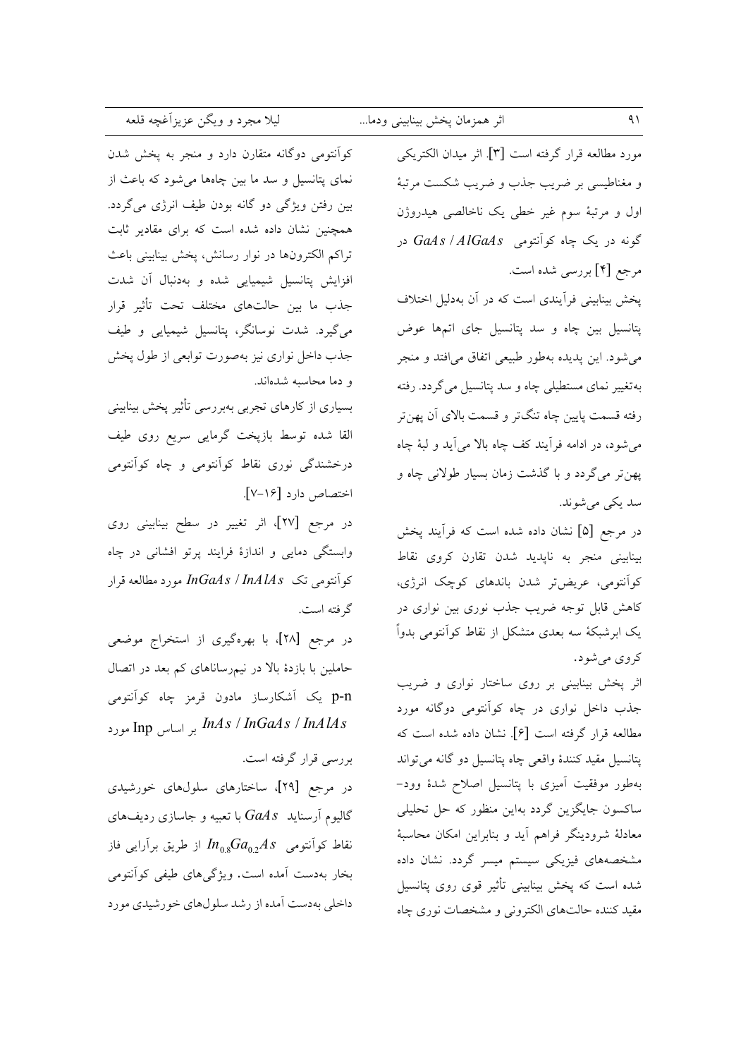مورد مطالعه قرار گرفته است [۳]. اثر میدان الکتریکی و مغناطیسی بر ضریب جذب و ضریب شکست مرتبهٔ اول و مرتبهٔ سوم غیر خطی یک ناخالصی هیدروژن گونه در یک چاه کوآنتومی $GaAs / AlGaAs$ در مرجع [۴] بررسی شده است.

پخش بینابینی فرآیندی است که در آن به‌دلیل اختلاف پتانسیل بین چاه و سد پتانسیل جای اتمها عوض می‌شود. این پدیده به‌طور طبیعی اتفاق می‌افتد و منجر به‌تغییر نمای مستطیلی چاه و سد پتانسیل می‌گردد. رفته رفته قسمت پایین چاه تنگ‌تر و قسمت بالای آن پهن‌تر می‌شود، در ادامه فرآیند کف چاه بالا می‌آید و لبهٔ چاه پهن‌تر می‌گردد و با گذشت زمان بسیار طولانی چاه و سد یکی می‌شوند.

در مرجع [۵] نشان داده شده است که فرآیند پخش بینابینی منجر به ناپدید شدن تقارن کروی نقاط کوآنتومی، عریض‌تر شدن باندهای کوچک انرژی، کاهش قابل توجه ضریب جذب نوری بین نواری در یک ابرشبکهٔ سه بعدی متشکل از نقاط کوآنتومی بدواً کروی می‌شود.

اثر پخش بینابینی بر روی ساختار نواری و ضریب جذب داخل نواری در چاه کوآنتومی دوگانه مورد مطالعه قرار گرفته است [۶]. نشان داده شده است که پتانسیل مقید کنندهٔ واقعی چاه پتانسیل دو گانه می‌تواند به‌طور موفقیت آمیزی با پتانسیل اصلاح شدهٔ وود-ساکسون جایگزین گردد به‌این منظور که حل تحلیلی معادلهٔ شرودینگر فراهم آید و بنابراین امکان محاسبهٔ مشخصه‌های فیزیکی سیستم میسر گردد. نشان داده شده است که پخش بینابینی تأثیر قوی روی پتانسیل مقید کننده حالت‌های الکترونی و مشخصات نوری چاه کوآنتومی دوگانه متقارن دارد و منجر به پخش شدن نمای پتانسیل و سد ما بین چاه‌ها می‌شود که باعث از بین رفتن ویژگی دو گانه بودن طیف انرژی می‌گردد. همچنین نشان داده شده است که برای مقادیر ثابت تراکم الکترون‌ها در نوار رسانش، پخش بینابینی باعث افزایش پتانسیل شیمیایی شده و به‌دنبال آن شدت جذب ما بین حالت‌های مختلف تحت تأثیر قرار می‌گیرد. شدت نوسانگر، پتانسیل شیمیایی و طیف جذب داخل نواری نیز به‌صورت توابعی از طول پخش و دما محاسبه شده‌اند.

بسیاری از کارهای تجربی به‌بررسی تأثیر پخش بینابینی القا شده توسط بازپخت گرمایی سریع روی طیف درخشندگی نوری نقاط کوآنتومی و چاه کوآنتومی اختصاص دارد [۱۶-۷].

در مرجع [۲۷]، اثر تغییر در سطح بینابینی روی وابستگی دمایی و اندازهٔ فرایند پرتو افشانی در چاه کوآنتومی تک $InGaAs / InAlAs$ مورد مطالعه قرار گرفته است.

در مرجع [۲۸]، با بهره‌گیری از استخراج موضعی حاملین با بازدهٔ بالا در نیم‌رساناهای کم بعد در اتصال p-n یک آشکارساز مادون قرمز چاه کوآنتومی $InAs / InGaAs / InAlAs$ بر اساس Inp مورد بررسی قرار گرفته است.

در مرجع [۲۹]، ساختارهای سلول‌های خورشیدی گالیوم آرسناید $GaAs$ با تعبیه و جاسازی ردیف‌های نقاط کوآنتومی $In_{0.8}Ga_{0.2}As$ از طریق برآرایی فاز بخار به‌دست آمده است. ویژگی‌های طیفی کوآنتومی داخلی به‌دست آمده از رشد سلول‌های خورشیدی مورد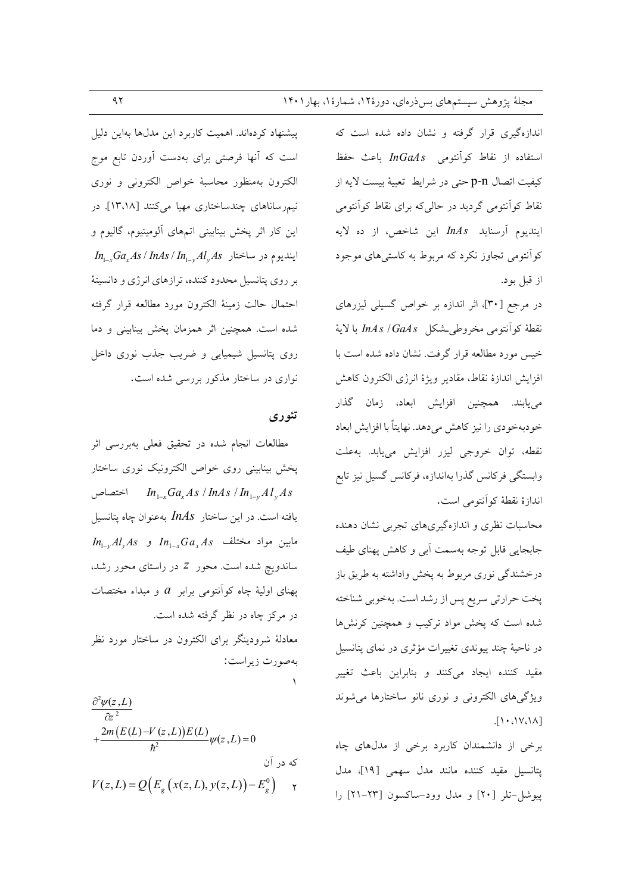اندازه‌گیری قرار گرفته و نشان داده شده است که استفاده از نقاط کوآنتومی $InGaAs$ باعث حفظ کیفیت اتصال p-n حتی در شرایط تعبیهٔ بیست لایه از نقاط کوآنتومی گردید در حالی‌که برای نقاط کوآنتومی ایندیوم آرسناید $InAs$ این شاخص، از ده لایه کوآنتومی تجاوز نکرد که مربوط به کاستی‌های موجود از قبل بود.

در مرجع [۳۰]، اثر اندازه بر خواص گسیلی لیزرهای نقطهٔ کوآنتومی مخروطی‌شکل $InAs/GaAs$ با لایهٔ خیس مورد مطالعه قرار گرفت. نشان داده شده است با افزایش اندازهٔ نقاط، مقادیر ویژهٔ انرژی الکترون کاهش می‌یابند. همچنین افزایش ابعاد، زمان گذار خودبه‌خودی را نیز کاهش می‌دهد. نهایتاً با افزایش ابعاد نقطه، توان خروجی لیزر افزایش می‌یابد. به‌علت وابستگی فرکانس گذرا به‌اندازه، فرکانس گسیل نیز تابع اندازهٔ نقطهٔ کوآنتومی است.

محاسبات نظری و اندازه‌گیری‌های تجربی نشان دهنده جابجایی قابل توجه به‌سمت آبی و کاهش پهنای طیف درخشندگی نوری مربوط به پخش واداشته به طریق باز پخت حرارتی سریع پس از رشد است. به‌خوبی شناخته شده است که پخش مواد ترکیب و همچنین کرنش‌ها در ناحیهٔ چند پیوندی تغییرات مؤثری در نمای پتانسیل مقید کننده ایجاد می‌کنند و بنابراین باعث تغییر ویژگی‌های الکترونی و نوری نانو ساختارها می‌شوند [۱۰،۱۷،۱۸].

برخی از دانشمندان کاربرد برخی از مدل‌های چاه پتانسیل مقید کننده مانند مدل سهمی [۱۹]، مدل پیوشل-تلر [۲۰] و مدل وود-ساکسون [۲۱-۲۳] را پیشنهاد کرده‌اند. اهمیت کاربرد این مدل‌ها به‌این دلیل است که آنها فرصتی برای به‌دست آوردن تابع موج الکترون به‌منظور محاسبهٔ خواص الکترونی و نوری نیم‌رساناهای چندساختاری مهیا می‌کنند [۱۳،۱۸]. در این کار اثر پخش بینابینی اتم‌های آلومینیوم، گالیوم و ایندیوم در ساختار $In_{1-x}Ga_xAs/InAs/In_{1-y}Al_yAs$ بر روی پتانسیل محدود کننده، ترازهای انرژی و دانسیتهٔ احتمال حالت زمینهٔ الکترون مورد مطالعه قرار گرفته شده است. همچنین اثر همزمان پخش بینابینی و دما روی پتانسیل شیمیایی و ضریب جذب نوری داخل نواری در ساختار مذکور بررسی شده است.

## تئوری

مطالعات انجام شده در تحقیق فعلی به‌بررسی اثر پخش بینابینی روی خواص الکترونیک نوری ساختار $In_{1-x}Ga_xAs/InAs/In_{1-y}Al_yAs$ اختصاص یافته است. در این ساختار $InAs$ به‌عنوان چاه پتانسیل مابین مواد مختلف $In_{1-x}Ga_xAs$ و $In_{1-y}Al_yAs$ ساندویچ شده است. محور $z$ در راستای محور رشد، پهنای اولیهٔ چاه کوآنتومی برابر $a$ و مبداء مختصات در مرکز چاه در نظر گرفته شده است.

معادلهٔ شرودینگر برای الکترون در ساختار مورد نظر به‌صورت زیراست:

$$\frac{\partial^2\psi(z,L)}{\partial z^2}+\frac{2m\left(E(L)-V(z,L)\right)E(L)}{\hbar^2}\psi(z,L)=0 \qquad (1)$$

که در آن

$$V(z,L)=Q\left(E_g\left(x(z,L),y(z,L)\right)-E_g^0\right) \qquad (2)$$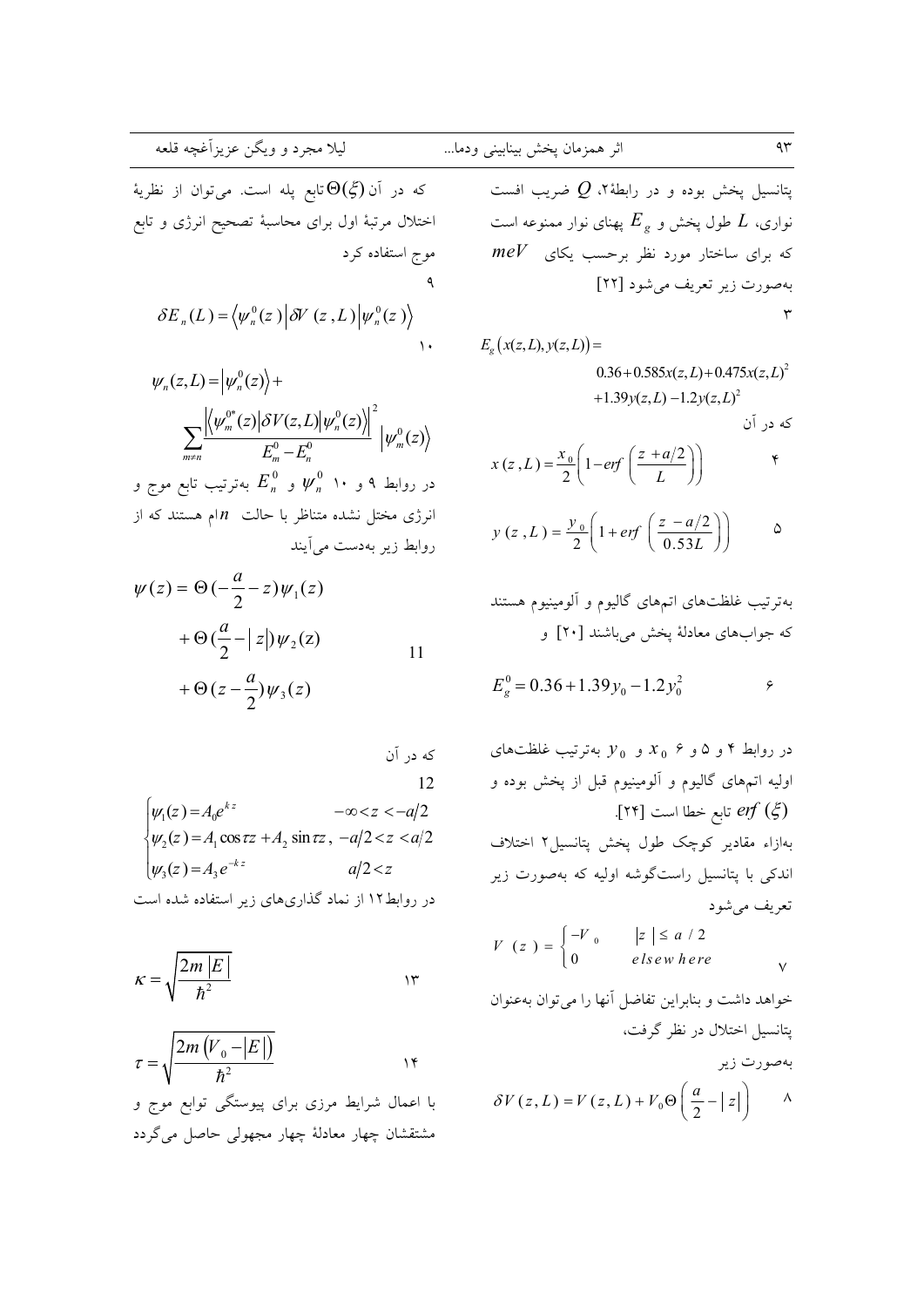پتانسیل پخش بوده و در رابطهٔ۲، $Q$ ضریب افست نواری، $L$ طول پخش و $E_g$ پهنای نوار ممنوعه است که برای ساختار مورد نظر برحسب یکای $meV$ به‌صورت زیر تعریف می‌شود [۲۲]

$$E_g\left(x(z,L),y(z,L)\right)= 0.36+0.585x(z,L)+0.475x(z,L)^2 +1.39y(z,L)-1.2y(z,L)^2 \qquad ۳$$

که در آن

$$x(z,L)=\frac{x_0}{2}\left(1-erf\left(\frac{z+a/2}{L}\right)\right) \qquad ۴$$

$$y(z,L)=\frac{y_0}{2}\left(1+erf\left(\frac{z-a/2}{0.53L}\right)\right) \qquad ۵$$

به‌ترتیب غلظت‌های اتم‌های گالیوم و آلومینیوم هستند که جواب‌های معادلهٔ پخش می‌باشند [۲۰] و

$$E_g^0=0.36+1.39y_0-1.2y_0^2 \qquad ۶$$

در روابط ۴ و ۵ و ۶ $x_0$ و $y_0$ به‌ترتیب غلظت‌های اولیه اتم‌های گالیوم و آلومینیوم قبل از پخش بوده و $erf(\xi)$ تابع خطا است [۲۴].
به‌ازاء مقادیر کوچک طول پخش پتانسیل۲ اختلاف اندکی با پتانسیل راست‌گوشه اولیه که به‌صورت زیر تعریف می‌شود

$$V(z)=\begin{cases}-V_0 & |z|\le a/2\\ 0 & elsewhere\end{cases} \qquad ۷$$

خواهد داشت و بنابراین تفاضل آنها را می‌توان به‌عنوان پتانسیل اختلال در نظر گرفت، به‌صورت زیر

$$\delta V(z,L)=V(z,L)+V_0\Theta\left(\frac{a}{2}-|z|\right) \qquad ۸$$

که در آن $\Theta(\xi)$ تابع پله است. می‌توان از نظریهٔ اختلال مرتبهٔ اول برای محاسبهٔ تصحیح انرژی و تابع موج استفاده کرد

$$\delta E_n(L)=\left\langle\psi_n^0(z)\right|\delta V(z,L)\left|\psi_n^0(z)\right\rangle \qquad ۹$$

$$\psi_n(z,L)=\left|\psi_n^0(z)\right\rangle+\sum_{m\neq n}\frac{\left|\left\langle\psi_m^{0*}(z)\right|\delta V(z,L)\left|\psi_n^0(z)\right\rangle\right|^2}{E_m^0-E_n^0}\left|\psi_m^0(z)\right\rangle \qquad ۱۰$$

در روابط ۹ و ۱۰ $\psi_n^0$ و $E_n^0$ به‌ترتیب تابع موج و انرژی مختل نشده متناظر با حالت $n$ام هستند که از روابط زیر به‌دست می‌آیند

$$\psi(z)=\Theta\left(-\frac{a}{2}-z\right)\psi_1(z)+\Theta\left(\frac{a}{2}-|z|\right)\psi_2(z)+\Theta\left(z-\frac{a}{2}\right)\psi_3(z) \qquad 11$$

که در آن

$$\begin{cases}\psi_1(z)=A_0e^{kz} & -\infty<z<-a/2\\ \psi_2(z)=A_1\cos\tau z+A_2\sin\tau z, & -a/2<z<a/2\\ \psi_3(z)=A_3e^{-kz} & a/2<z\end{cases} \qquad 12$$

در روابط۱۲ از نماد گذاری‌های زیر استفاده شده است

$$\kappa=\sqrt{\frac{2m|E|}{\hbar^2}} \qquad ۱۳$$

$$\tau=\sqrt{\frac{2m\left(V_0-|E|\right)}{\hbar^2}} \qquad ۱۴$$

با اعمال شرایط مرزی برای پیوستگی توابع موج و مشتقشان چهار معادلهٔ چهار مجهولی حاصل می‌گردد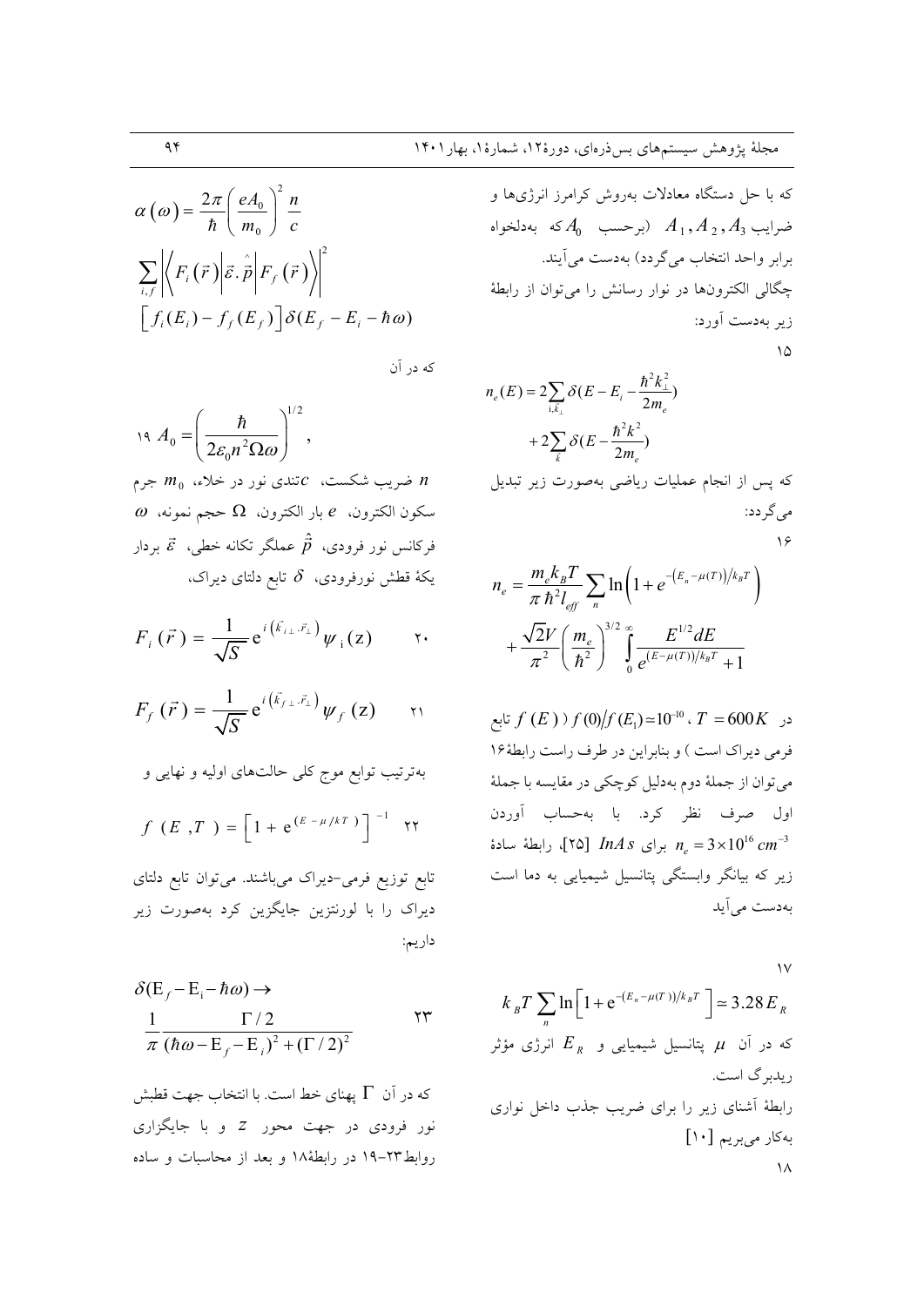که با حل دستگاه معادلات به‌روش کرامرز انرژی‌ها و ضرایب $A_1, A_2, A_3$ (برحسب $A_0$ که به‌دلخواه برابر واحد انتخاب می‌گردد) به‌دست می‌آیند.

چگالی الکترون‌ها در نوار رسانش را می‌توان از رابطهٔ زیر به‌دست آورد:

$$n_e(E) = 2\sum_{i,\vec{k}_\perp} \delta\left(E - E_i - \frac{\hbar^2 k_\perp^2}{2m_e}\right) + 2\sum_{\vec{k}} \delta\left(E - \frac{\hbar^2 k^2}{2m_e}\right) \tag{15}$$

که پس از انجام عملیات ریاضی به‌صورت زیر تبدیل می‌گردد:

$$n_e = \frac{m_e k_B T}{\pi \hbar^2 l_{eff}} \sum_n \ln\left(1 + e^{-\left(E_n - \mu(T)\right)/k_B T}\right) + \frac{\sqrt{2}V}{\pi^2}\left(\frac{m_e}{\hbar^2}\right)^{3/2} \int_0^\infty \frac{E^{1/2} dE}{e^{(E-\mu(T))/k_B T} + 1} \tag{16}$$

در $T = 600K$ ، $f(0)/f(E_1) \simeq 10^{-10}$ ( $f(E)$ تابع فرمی دیراک است ) و بنابراین در طرف راست رابطهٔ۱۶ می‌توان از جملهٔ دوم به‌دلیل کوچکی در مقایسه با جملهٔ اول صرف نظر کرد. با به‌حساب آوردن $n_e = 3\times10^{16}\ cm^{-3}$ برای $InAs$ [۲۵]، رابطهٔ سادهٔ زیر که بیانگر وابستگی پتانسیل شیمیایی به دما است به‌دست می‌آید

$$k_B T \sum_n \ln\left[1 + e^{-(E_n - \mu(T))/k_B T}\right] \simeq 3.28 E_R \tag{17}$$

که در آن $\mu$ پتانسیل شیمیایی و $E_R$ انرژی مؤثر ریدبرگ است.

رابطهٔ آشنای زیر را برای ضریب جذب داخل نواری به‌کار می‌بریم [۱۰]

$$\alpha(\omega) = \frac{2\pi}{\hbar}\left(\frac{eA_0}{m_0}\right)^2 \frac{n}{c} \sum_{i,f} \left|\left\langle F_i(\vec{r})\right| \vec{\varepsilon}.\hat{\vec{p}} \left| F_f(\vec{r})\right\rangle\right|^2 \left[f_i(E_i) - f_f(E_f)\right]\delta(E_f - E_i - \hbar\omega) \tag{18}$$

که در آن

$$A_0 = \left(\frac{\hbar}{2\varepsilon_0 n^2 \Omega \omega}\right)^{1/2}, \tag{19}$$

$n$ ضریب شکست، $c$ تندی نور در خلاء، $m_0$ جرم سکون الکترون، $e$ بار الکترون، $\Omega$ حجم نمونه، $\omega$ فرکانس نور فرودی، $\hat{\vec{p}}$ عملگر تکانه خطی، $\vec{\varepsilon}$ بردار یکهٔ قطش نورفرودی، $\delta$ تابع دلتای دیراک،

$$F_i(\vec{r}) = \frac{1}{\sqrt{S}} e^{i\left(\vec{k}_{i\perp}.\vec{r}_\perp\right)} \psi_i(z) \tag{20}$$

$$F_f(\vec{r}) = \frac{1}{\sqrt{S}} e^{i\left(\vec{k}_{f\perp}.\vec{r}_\perp\right)} \psi_f(z) \tag{21}$$

به‌ترتیب توابع موج کلی حالت‌های اولیه و نهایی و

$$f(E, T) = \left[1 + e^{(E-\mu/kT)}\right]^{-1} \tag{22}$$

تابع توزیع فرمی-دیراک می‌باشند. می‌توان تابع دلتای دیراک را با لورنتزین جایگزین کرد به‌صورت زیر داریم:

$$\delta(E_f - E_i - \hbar\omega) \to \frac{1}{\pi}\frac{\Gamma/2}{(\hbar\omega - E_f - E_i)^2 + (\Gamma/2)^2} \tag{23}$$

که در آن $\Gamma$ پهنای خط است. با انتخاب جهت قطبش نور فرودی در جهت محور $z$ و با جایگزاری روابط۲۳-۱۹ در رابطهٔ۱۸ و بعد از محاسبات و ساده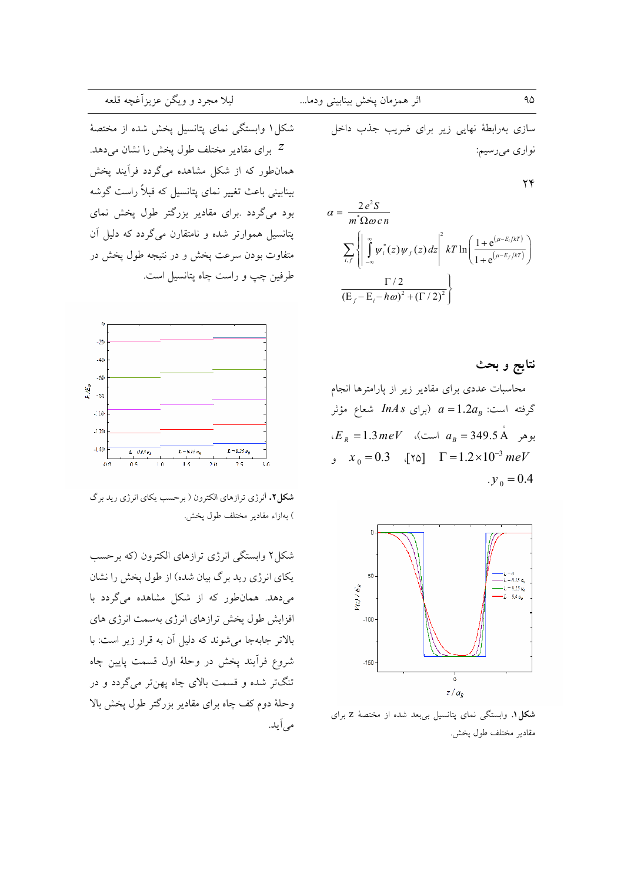سازی به‌رابطهٔ نهایی زیر برای ضریب جذب داخل نواری می‌رسیم:

$$\alpha = \frac{2e^2 S}{m^* \Omega \omega c n} \sum_{i,f} \left\{ \left| \int_{-\infty}^{\infty} \psi_i^*(z) \psi_f(z) dz \right|^2 kT \ln\left( \frac{1+e^{(\mu - E_i/kT)}}{1+e^{(\mu - E_f/kT)}} \right) \frac{\Gamma/2}{(E_f - E_i - \hbar\omega)^2 + (\Gamma/2)^2} \right\} \quad (24)$$

## نتایج و بحث

محاسبات عددی برای مقادیر زیر از پارامترها انجام گرفته است: $a = 1.2 a_B$ (برای $InAs$ شعاع مؤثر بوهر $a_B = 349.5 \text{ Å}$ است)، $E_R = 1.3\, meV$، $\Gamma = 1.2 \times 10^{-3}\, meV$ [۲۵]، $x_0 = 0.3$ و $y_0 = 0.4$.

**شکل ۱.** وابستگی نمای پتانسیل بی‌بعد شده از مختصهٔ z برای مقادیر مختلف طول پخش.

شکل ۱ وابستگی نمای پتانسیل پخش شده از مختصهٔ $z$ برای مقادیر مختلف طول پخش را نشان می‌دهد. همان‌طور که از شکل مشاهده می‌گردد فرآیند پخش بینابینی باعث تغییر نمای پتانسیل که قبلاً راست گوشه بود می‌گردد. برای مقادیر بزرگتر طول پخش نمای پتانسیل هموارتر شده و نامتقارن می‌گردد که دلیل آن متفاوت بودن سرعت پخش و در نتیجه طول پخش در طرفین چپ و راست چاه پتانسیل است.

**شکل ۲.** انرژی ترازهای الکترون ( برحسب یکای انرژی رید برگ ) به‌ازاء مقادیر مختلف طول پخش.

شکل ۲ وابستگی انرژی ترازهای الکترون (که برحسب یکای انرژی رید برگ بیان شده) از طول پخش را نشان می‌دهد. همان‌طور که از شکل مشاهده می‌گردد با افزایش طول پخش ترازهای انرژی به‌سمت انرژی های بالاتر جابه‌جا می‌شوند که دلیل آن به قرار زیر است: با شروع فرآیند پخش در وحلهٔ اول قسمت پایین چاه تنگ‌تر شده و قسمت بالای چاه پهن‌تر می‌گردد و در وحلهٔ دوم کف چاه برای مقادیر بزرگتر طول پخش بالا می‌آید.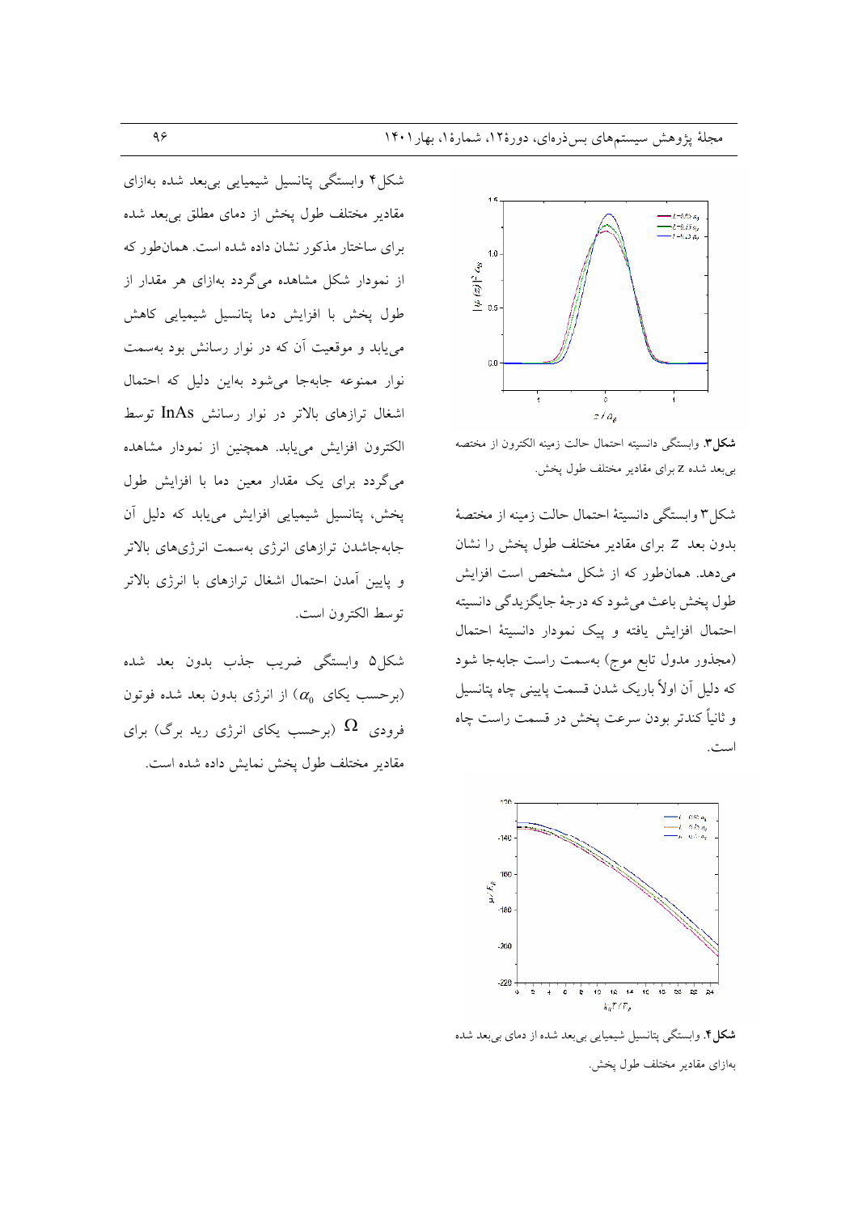شکل۳. وابستگی دانسیته احتمال حالت زمینه الکترون از مختصه بی‌بعد شده z برای مقادیر مختلف طول پخش.

شکل۳ وابستگی دانسیتهٔ احتمال حالت زمینه از مختصهٔ بدون بعد $z$ برای مقادیر مختلف طول پخش را نشان می‌دهد. همان‌طور که از شکل مشخص است افزایش طول پخش باعث می‌شود که درجهٔ جایگزیدگی دانسیته احتمال افزایش یافته و پیک نمودار دانسیتهٔ احتمال (مجذور مدول تابع موج) به‌سمت راست جابه‌جا شود که دلیل آن اولاً باریک شدن قسمت پایینی چاه پتانسیل و ثانیاً کندتر بودن سرعت پخش در قسمت راست چاه است.

شکل۴. وابستگی پتانسیل شیمیایی بی‌بعد شده از دمای بی‌بعد شده به‌ازای مقادیر مختلف طول پخش.

شکل۴ وابستگی پتانسیل شیمیایی بی‌بعد شده به‌ازای مقادیر مختلف طول پخش از دمای مطلق بی‌بعد شده برای ساختار مذکور نشان داده شده است. همان‌طور که از نمودار شکل مشاهده می‌گردد به‌ازای هر مقدار از طول پخش با افزایش دما پتانسیل شیمیایی کاهش می‌یابد و موقعیت آن که در نوار رسانش بود به‌سمت نوار ممنوعه جابه‌جا می‌شود به‌این دلیل که احتمال اشغال ترازهای بالاتر در نوار رسانش InAs توسط الکترون افزایش می‌یابد. همچنین از نمودار مشاهده می‌گردد برای یک مقدار معین دما با افزایش طول پخش، پتانسیل شیمیایی افزایش می‌یابد که دلیل آن جابه‌جاشدن ترازهای انرژی به‌سمت انرژی‌های بالاتر و پایین آمدن احتمال اشغال ترازهای با انرژی بالاتر توسط الکترون است.

شکل۵ وابستگی ضریب جذب بدون بعد شده (برحسب یکای $\alpha_0$) از انرژی بدون بعد شده فوتون فرودی $\Omega$ (برحسب یکای انرژی رید برگ) برای مقادیر مختلف طول پخش نمایش داده شده است.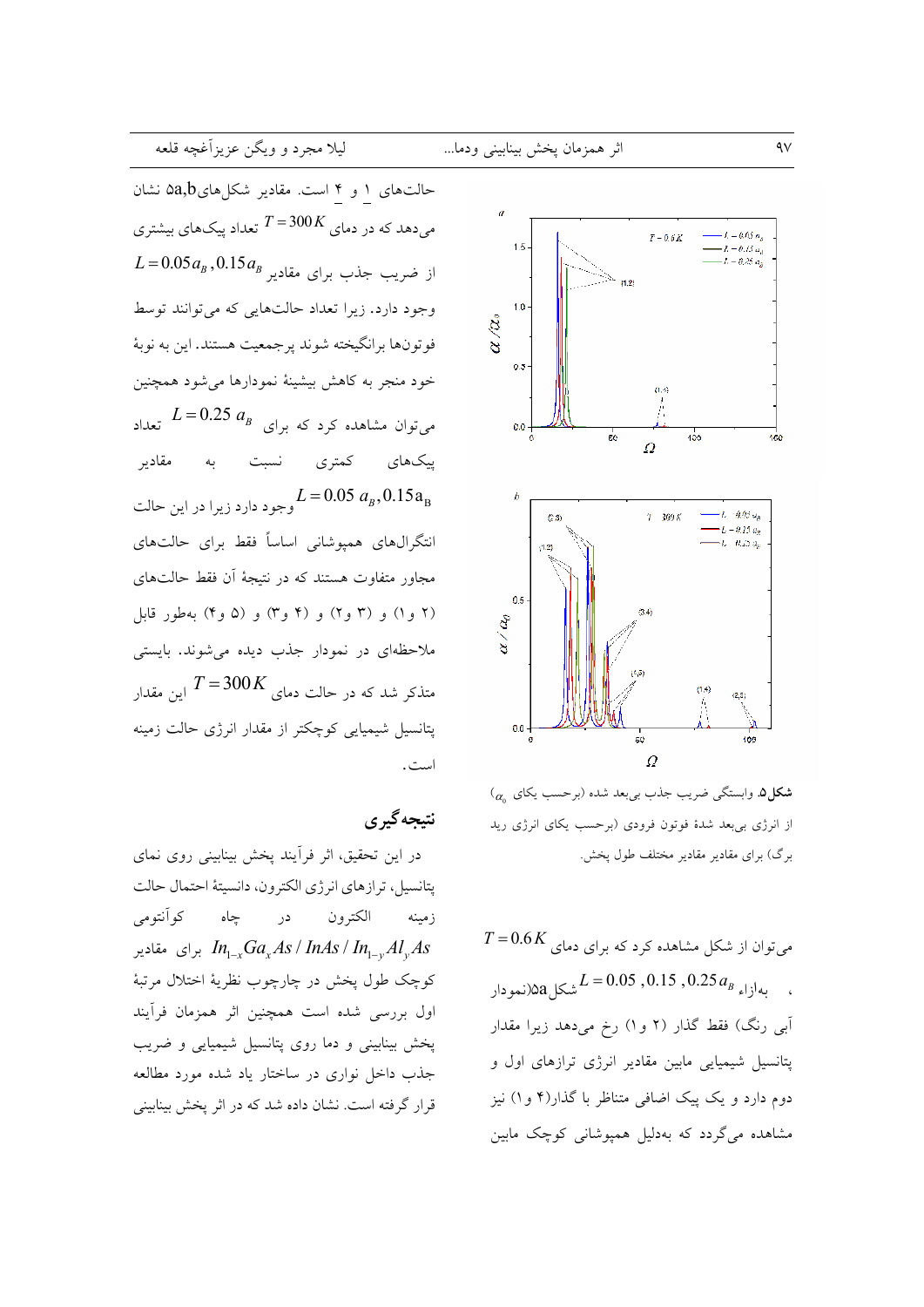حالت‌های ۱ و ۴ است. مقادیر شکل‌های 5a,b نشان می‌دهد که در دمای $T = 300\,K$ تعداد پیک‌های بیشتری از ضریب جذب برای مقادیر $L = 0.05a_B\,, 0.15a_B$ وجود دارد. زیرا تعداد حالت‌هایی که می‌توانند توسط فوتون‌ها برانگیخته شوند پرجمعیت هستند. این به نوبهٔ خود منجر به کاهش بیشینهٔ نمودارها می‌شود همچنین می‌توان مشاهده کرد که برای $L = 0.25\ a_B$ تعداد پیک‌های کمتری نسبت به مقادیر $L = 0.05\ a_B, 0.15a_B$ وجود دارد زیرا در این حالت انتگرال‌های همپوشانی اساساً فقط برای حالت‌های مجاور متفاوت هستند که در نتیجهٔ آن فقط حالت‌های (۲ و۱) و (۳ و۲) و (۴ و۳) و (۵ و۴) به‌طور قابل ملاحظه‌ای در نمودار جذب دیده می‌شوند. بایستی متذکر شد که در حالت دمای $T = 300\,K$ این مقدار پتانسیل شیمیایی کوچکتر از مقدار انرژی حالت زمینه است.

## نتیجه‌گیری

در این تحقیق، اثر فرآیند پخش بینابینی روی نمای پتانسیل، ترازهای انرژی الکترون، دانسیتهٔ احتمال حالت زمینه الکترون در چاه کوآنتومی $In_{1-x}Ga_xAs / InAs / In_{1-y}Al_yAs$ برای مقادیر کوچک طول پخش در چارچوب نظریهٔ اختلال مرتبهٔ اول بررسی شده است همچنین اثر همزمان فرآیند پخش بینابینی و دما روی پتانسیل شیمیایی و ضریب جذب داخل نواری در ساختار یاد شده مورد مطالعه قرار گرفته است. نشان داده شد که در اثر پخش بینابینی

**شکل ۵.** وابستگی ضریب جذب بی‌بعد شده (برحسب یکای $\alpha_0$) از انرژی بی‌بعد شدهٔ فوتون فرودی (برحسب یکای انرژی رید برگ) برای مقادیر مقادیر مختلف طول پخش.

می‌توان از شکل مشاهده کرد که برای دمای $T = 0.6\,K$، به‌ازاء $L = 0.05\ ,0.15\ ,0.25\,a_B$ شکل 5a(نمودار آبی رنگ) فقط گذار (۲ و۱) رخ می‌دهد زیرا مقدار پتانسیل شیمیایی مابین مقادیر انرژی ترازهای اول و دوم دارد و یک پیک اضافی متناظر با گذار(۴ و۱) نیز مشاهده می‌گردد که به‌دلیل همپوشانی کوچک مابین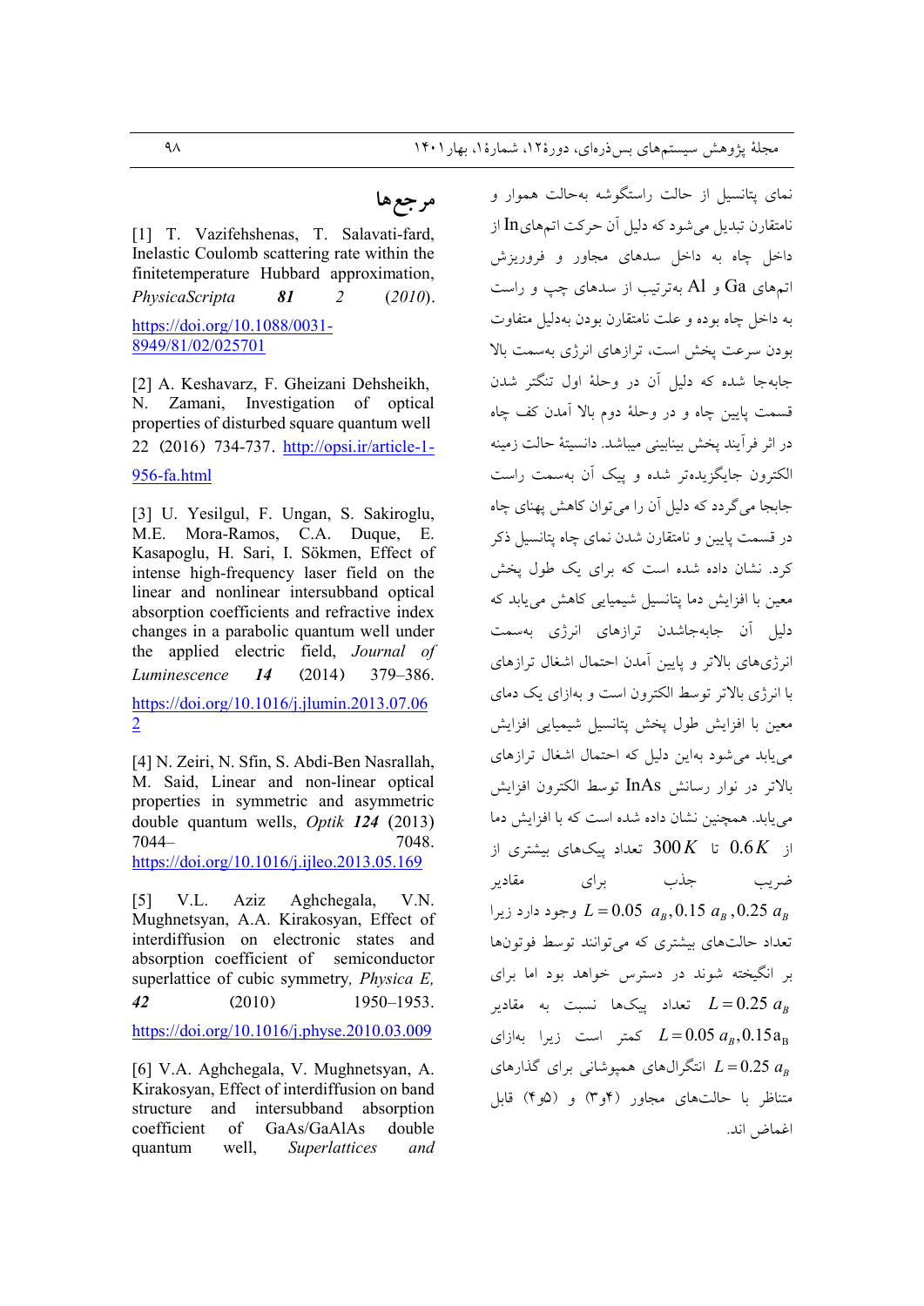نمای پتانسیل از حالت راستگوشه به‌حالت هموار و نامتقارن تبدیل می‌شود که دلیل آن حرکت اتم‌های In از داخل چاه به داخل سدهای مجاور و فروریزش اتم‌های Ga و Al به‌ترتیب از سدهای چپ و راست به داخل چاه بوده و علت نامتقارن بودن به‌دلیل متفاوت بودن سرعت پخش است، ترازهای انرژی به‌سمت بالا جابه‌جا شده که دلیل آن در وحلهٔ اول تنگتر شدن قسمت پایین چاه و در وحلهٔ دوم بالا آمدن کف چاه در اثر فرآیند پخش بینابینی میباشد. دانسیتهٔ حالت زمینه الکترون جایگزیده‌تر شده و پیک آن به‌سمت راست جابجا می‌گردد که دلیل آن را می‌توان کاهش پهنای چاه در قسمت پایین و نامتقارن شدن نمای چاه پتانسیل ذکر کرد. نشان داده شده است که برای یک طول پخش معین با افزایش دما پتانسیل شیمیایی کاهش می‌یابد که دلیل آن جابه‌جاشدن ترازهای انرژی به‌سمت انرژی‌های بالاتر و پایین آمدن احتمال اشغال ترازهای با انرژی بالاتر توسط الکترون است و به‌ازای یک دمای معین با افزایش طول پخش پتانسیل شیمیایی افزایش می‌یابد می‌شود به‌این دلیل که احتمال اشغال ترازهای بالاتر در نوار رسانش InAs توسط الکترون افزایش می‌یابد. همچنین نشان داده شده است که با افزایش دما از $0.6K$ تا $300K$ تعداد پیک‌های بیشتری از ضریب جذب برای مقادیر $L=0.05\ a_B, 0.15\ a_B, 0.25\ a_B$ وجود دارد زیرا تعداد حالت‌های بیشتری که می‌توانند توسط فوتون‌ها بر انگیخته شوند در دسترس خواهد بود اما برای $L=0.25\ a_B$ تعداد پیک‌ها نسبت به مقادیر $L=0.05\ a_B, 0.15\mathrm{a_B}$ کمتر است زیرا به‌ازای $L=0.25\ a_B$ انتگرال‌های همپوشانی برای گذارهای متناظر با حالت‌های مجاور (۴و۳) و (۵و۴) قابل اغماض اند.

## مرجع‌ها

[1] T. Vazifehshenas, T. Salavati-fard, Inelastic Coulomb scattering rate within the finitetemperature Hubbard approximation, *PhysicaScripta* ***81*** *2* (*2010*). https://doi.org/10.1088/0031-8949/81/02/025701

[2] A. Keshavarz, F. Gheizani Dehsheikh, N. Zamani, Investigation of optical properties of disturbed square quantum well 22 (2016) 734-737. http://opsi.ir/article-1-956-fa.html

[3] U. Yesilgul, F. Ungan, S. Sakiroglu, M.E. Mora-Ramos, C.A. Duque, E. Kasapoglu, H. Sari, I. Sökmen, Effect of intense high-frequency laser field on the linear and nonlinear intersubband optical absorption coefficients and refractive index changes in a parabolic quantum well under the applied electric field, *Journal of Luminescence* ***14*** (2014) 379–386. https://doi.org/10.1016/j.jlumin.2013.07.062

[4] N. Zeiri, N. Sfin, S. Abdi-Ben Nasrallah, M. Said, Linear and non-linear optical properties in symmetric and asymmetric double quantum wells, *Optik* ***124*** (2013) 7044–7048. https://doi.org/10.1016/j.ijleo.2013.05.169

[5] V.L. Aziz Aghchegala, V.N. Mughnetsyan, A.A. Kirakosyan, Effect of interdiffusion on electronic states and absorption coefficient of semiconductor superlattice of cubic symmetry, *Physica E,* ***42*** (2010) 1950–1953. https://doi.org/10.1016/j.physe.2010.03.009

[6] V.A. Aghchegala, V. Mughnetsyan, A. Kirakosyan, Effect of interdiffusion on band structure and intersubband absorption coefficient of GaAs/GaAlAs double quantum well, *Superlattices and*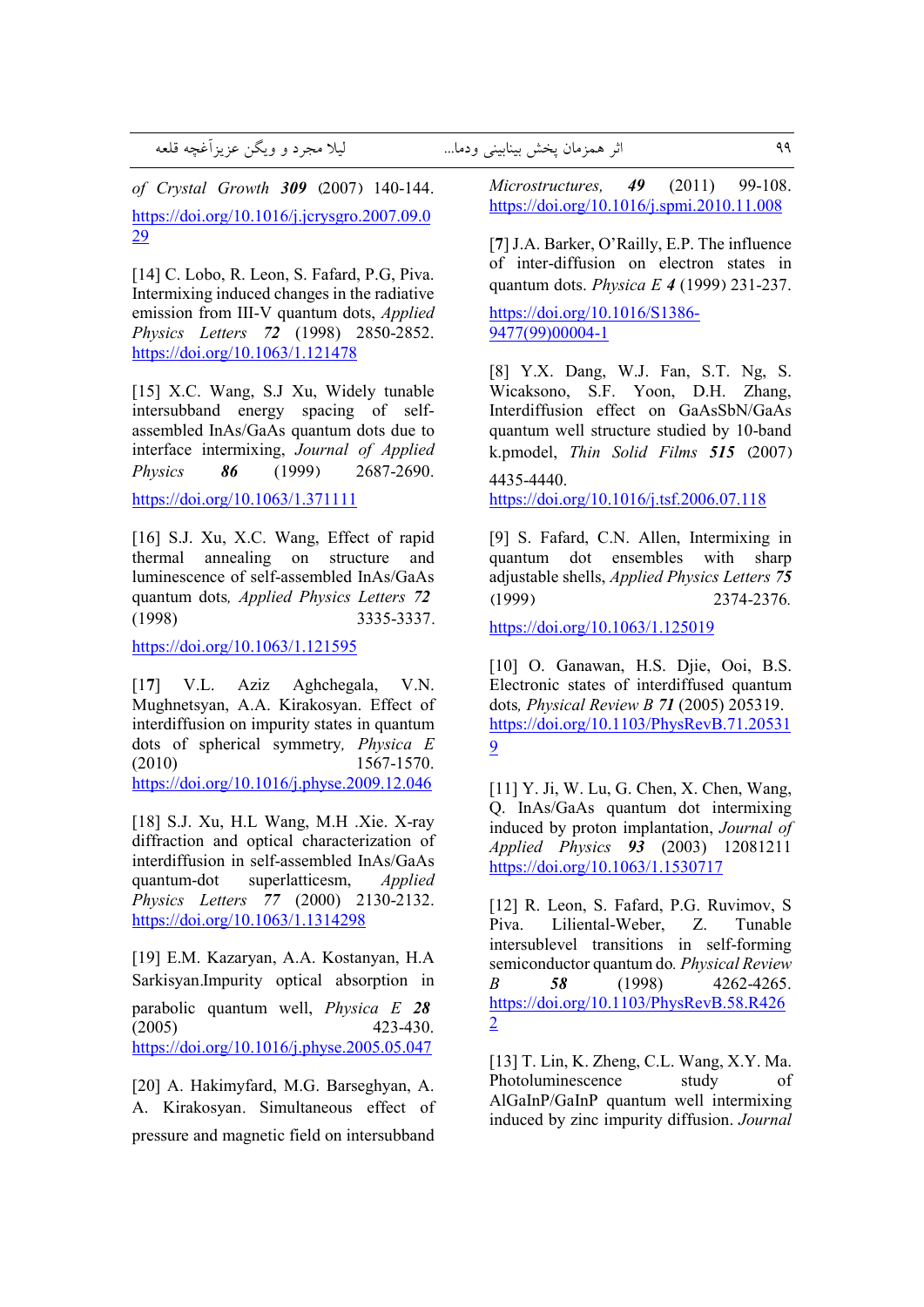*Microstructures,* ***49*** (2011) 99-108. https://doi.org/10.1016/j.spmi.2010.11.008

[**7**] J.A. Barker, O'Railly, E.P. The influence of inter-diffusion on electron states in quantum dots. *Physica E* ***4*** (1999) 231-237.
https://doi.org/10.1016/S1386-9477(99)00004-1

[8] Y.X. Dang, W.J. Fan, S.T. Ng, S. Wicaksono, S.F. Yoon, D.H. Zhang, Interdiffusion effect on GaAsSbN/GaAs quantum well structure studied by 10-band k.pmodel, *Thin Solid Films* ***515*** (2007) 4435-4440.
https://doi.org/10.1016/j.tsf.2006.07.118

[9] S. Fafard, C.N. Allen, Intermixing in quantum dot ensembles with sharp adjustable shells, *Applied Physics Letters* ***75*** (1999) 2374-2376.
https://doi.org/10.1063/1.125019

[10] O. Ganawan, H.S. Djie, Ooi, B.S. Electronic states of interdiffused quantum dots*, Physical Review B* ***71*** (2005) 205319. https://doi.org/10.1103/PhysRevB.71.205319

[11] Y. Ji, W. Lu, G. Chen, X. Chen, Wang, Q. InAs/GaAs quantum dot intermixing induced by proton implantation, *Journal of Applied Physics* ***93*** (2003) 12081211 https://doi.org/10.1063/1.1530717

[12] R. Leon, S. Fafard, P.G. Ruvimov, S Piva. Liliental-Weber, Z. Tunable intersublevel transitions in self-forming semiconductor quantum do. *Physical Review B* ***58*** (1998) 4262-4265. https://doi.org/10.1103/PhysRevB.58.R4262

[13] T. Lin, K. Zheng, C.L. Wang, X.Y. Ma. Photoluminescence study of AlGaInP/GaInP quantum well intermixing induced by zinc impurity diffusion. *Journal of Crystal Growth* ***309*** (2007) 140-144.
https://doi.org/10.1016/j.jcrysgro.2007.09.029

[14] C. Lobo, R. Leon, S. Fafard, P.G, Piva. Intermixing induced changes in the radiative emission from III-V quantum dots, *Applied Physics Letters* ***72*** (1998) 2850-2852. https://doi.org/10.1063/1.121478

[15] X.C. Wang, S.J Xu, Widely tunable intersubband energy spacing of self-assembled InAs/GaAs quantum dots due to interface intermixing, *Journal of Applied Physics* ***86*** (1999) 2687-2690.
https://doi.org/10.1063/1.371111

[16] S.J. Xu, X.C. Wang, Effect of rapid thermal annealing on structure and luminescence of self-assembled InAs/GaAs quantum dots*, Applied Physics Letters* ***72*** (1998) 3335-3337.
https://doi.org/10.1063/1.121595

[1**7**] V.L. Aziz Aghchegala, V.N. Mughnetsyan, A.A. Kirakosyan. Effect of interdiffusion on impurity states in quantum dots of spherical symmetry*, Physica E* (2010) 1567-1570.
https://doi.org/10.1016/j.physe.2009.12.046

[18] S.J. Xu, H.L Wang, M.H .Xie. X-ray diffraction and optical characterization of interdiffusion in self-assembled InAs/GaAs quantum-dot superlatticesm, *Applied Physics Letters* ***77*** (2000) 2130-2132. https://doi.org/10.1063/1.1314298

[19] E.M. Kazaryan, A.A. Kostanyan, H.A Sarkisyan.Impurity optical absorption in parabolic quantum well, *Physica E* ***28*** (2005) 423-430.
https://doi.org/10.1016/j.physe.2005.05.047

[20] A. Hakimyfard, M.G. Barseghyan, A. A. Kirakosyan. Simultaneous effect of pressure and magnetic field on intersubband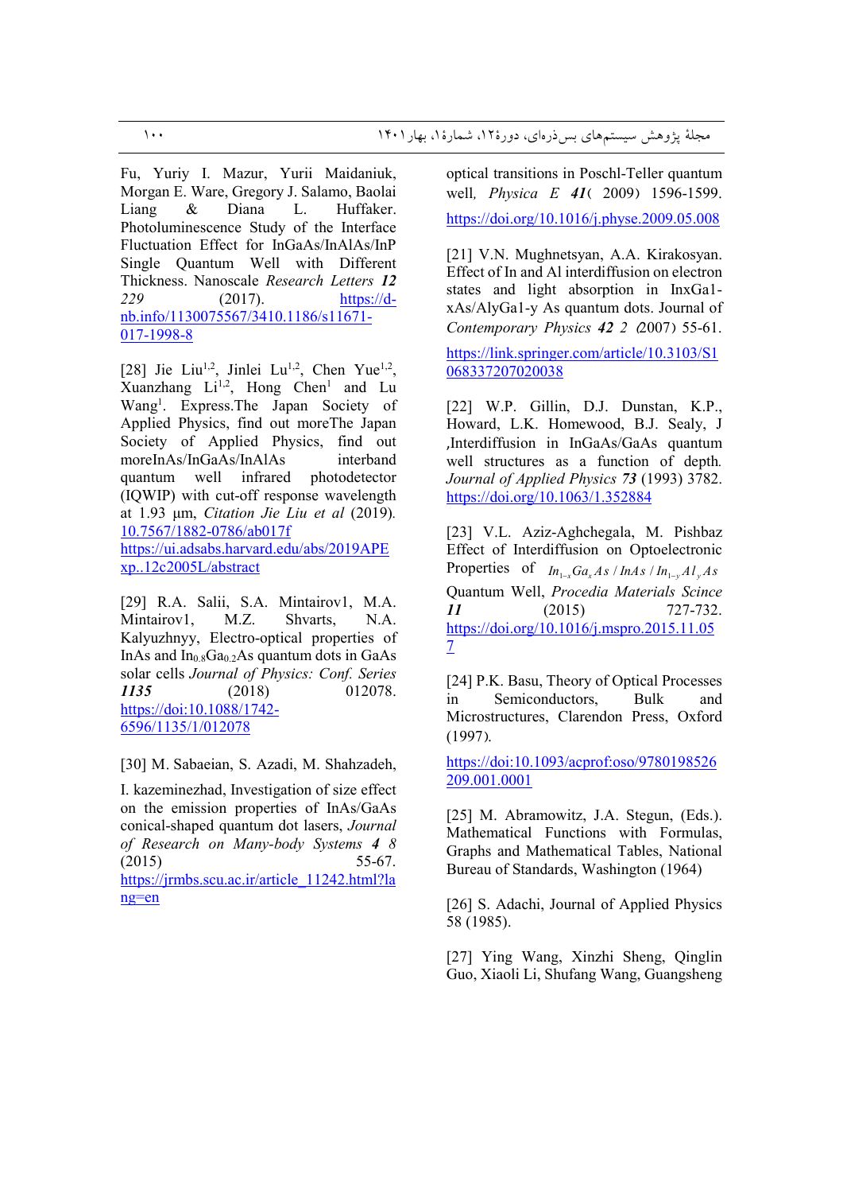Fu, Yuriy I. Mazur, Yurii Maidaniuk, Morgan E. Ware, Gregory J. Salamo, Baolai Liang & Diana L. Huffaker. Photoluminescence Study of the Interface Fluctuation Effect for InGaAs/InAlAs/InP Single Quantum Well with Different Thickness. Nanoscale *Research Letters* ***12*** *229* (2017). https://d-nb.info/1130075567/3410.1186/s11671-017-1998-8

[28] Jie Liu[1,2], Jinlei Lu[1,2], Chen Yue[1,2], Xuanzhang Li[1,2], Hong Chen[1] and Lu Wang[1]. Express.The Japan Society of Applied Physics, find out moreThe Japan Society of Applied Physics, find out moreInAs/InGaAs/InAlAs interband quantum well infrared photodetector (IQWIP) with cut-off response wavelength at 1.93 µm, *Citation Jie Liu et al* (2019). 10.7567/1882-0786/ab017f https://ui.adsabs.harvard.edu/abs/2019APExp..12c2005L/abstract

[29] R.A. Salii, S.A. Mintairov1, M.A. Mintairov1, M.Z. Shvarts, N.A. Kalyuzhnyy, Electro-optical properties of InAs and $In_{0.8}Ga_{0.2}As$ quantum dots in GaAs solar cells *Journal of Physics: Conf. Series* ***1135*** (2018) 012078. https://doi:10.1088/1742-6596/1135/1/012078

[30] M. Sabaeian, S. Azadi, M. Shahzadeh, I. kazeminezhad, Investigation of size effect on the emission properties of InAs/GaAs conical-shaped quantum dot lasers, *Journal of Research on Many-body Systems* *4 8* (2015) 55-67. https://jrmbs.scu.ac.ir/article_11242.html?lang=en

optical transitions in Poschl-Teller quantum well, *Physica E* ***41*** (2009) 1596-1599. https://doi.org/10.1016/j.physe.2009.05.008

[21] V.N. Mughnetsyan, A.A. Kirakosyan. Effect of In and Al interdiffusion on electron states and light absorption in InxGa1-xAs/AlyGa1-y As quantum dots. Journal of *Contemporary Physics* ***42*** *2* (2007) 55-61. https://link.springer.com/article/10.3103/S1068337207020038

[22] W.P. Gillin, D.J. Dunstan, K.P., Howard, L.K. Homewood, B.J. Sealy, J ,Interdiffusion in InGaAs/GaAs quantum well structures as a function of depth. *Journal of Applied Physics* ***73*** (1993) 3782. https://doi.org/10.1063/1.352884

[23] V.L. Aziz-Aghchegala, M. Pishbaz Effect of Interdiffusion on Optoelectronic Properties of $In_{1-x}Ga_xAs/InAs/In_{1-y}Al_yAs$ Quantum Well, *Procedia Materials Scince* ***11*** (2015) 727-732. https://doi.org/10.1016/j.mspro.2015.11.057

[24] P.K. Basu, Theory of Optical Processes in Semiconductors, Bulk and Microstructures, Clarendon Press, Oxford (1997).

https://doi:10.1093/acprof:oso/9780198526209.001.0001

[25] M. Abramowitz, J.A. Stegun, (Eds.). Mathematical Functions with Formulas, Graphs and Mathematical Tables, National Bureau of Standards, Washington (1964)

[26] S. Adachi, Journal of Applied Physics 58 (1985).

[27] Ying Wang, Xinzhi Sheng, Qinglin Guo, Xiaoli Li, Shufang Wang, Guangsheng